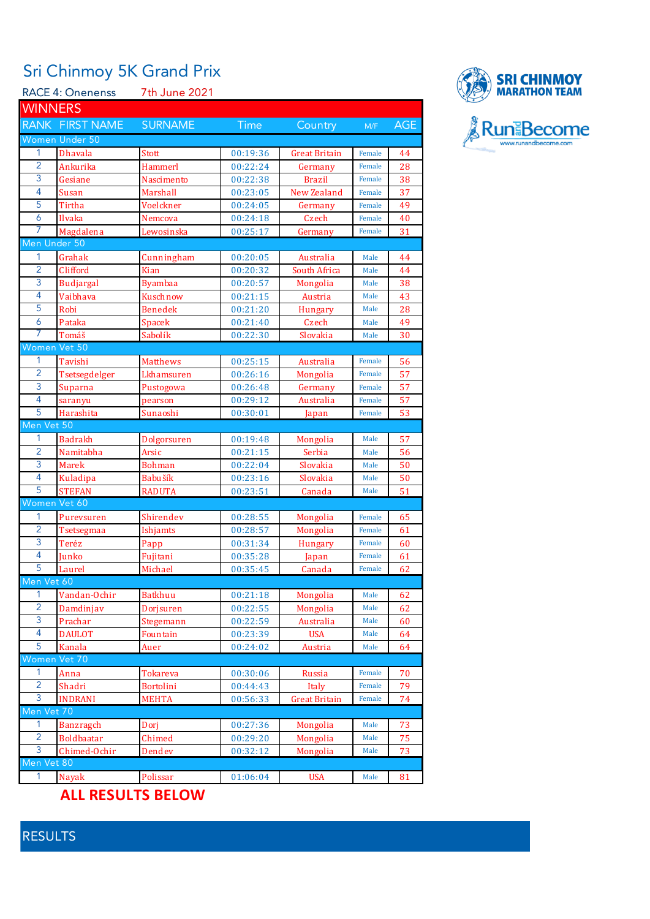# Sri Chinmoy 5K Grand Prix

RACE 4: Oneness 7th June 2021

SRI CHINMOY MARATHON TEAM

RunandBecome www.runandbecome.com

## WINNERS

| RANK | FIRST NAME | SURNAME | Time | Country | M/F | AGE |
|---|---|---|---|---|---|---|
| **Women Under 50** | | | | | | |
| 1 | Dhavala | Stott | 00:19:36 | Great Britain | Female | 44 |
| 2 | Ankurika | Hammerl | 00:22:24 | Germany | Female | 28 |
| 3 | Gesiane | Nascimento | 00:22:38 | Brazil | Female | 38 |
| 4 | Susan | Marshall | 00:23:05 | New Zealand | Female | 37 |
| 5 | Tirtha | Voelckner | 00:24:05 | Germany | Female | 49 |
| 6 | Ilvaka | Nemcova | 00:24:18 | Czech | Female | 40 |
| 7 | Magdalena | Lewosinska | 00:25:17 | Germany | Female | 31 |
| **Men Under 50** | | | | | | |
| 1 | Grahak | Cunningham | 00:20:05 | Australia | Male | 44 |
| 2 | Clifford | Kian | 00:20:32 | South Africa | Male | 44 |
| 3 | Budjargal | Byambaa | 00:20:57 | Mongolia | Male | 38 |
| 4 | Vaibhava | Kuschnow | 00:21:15 | Austria | Male | 43 |
| 5 | Robi | Benedek | 00:21:20 | Hungary | Male | 28 |
| 6 | Pataka | Spacek | 00:21:40 | Czech | Male | 49 |
| 7 | Tomáš | Sabolík | 00:22:30 | Slovakia | Male | 30 |
| **Women Vet 50** | | | | | | |
| 1 | Tavishi | Matthews | 00:25:15 | Australia | Female | 56 |
| 2 | Tsetsegdelger | Lkhamsuren | 00:26:16 | Mongolia | Female | 57 |
| 3 | Suparna | Pustogowa | 00:26:48 | Germany | Female | 57 |
| 4 | saranyu | pearson | 00:29:12 | Australia | Female | 57 |
| 5 | Harashita | Sunaoshi | 00:30:01 | Japan | Female | 53 |
| **Men Vet 50** | | | | | | |
| 1 | Badrakh | Dolgorsuren | 00:19:48 | Mongolia | Male | 57 |
| 2 | Namitabha | Arsic | 00:21:15 | Serbia | Male | 56 |
| 3 | Marek | Bohman | 00:22:04 | Slovakia | Male | 50 |
| 4 | Kuladipa | Babušík | 00:23:16 | Slovakia | Male | 50 |
| 5 | STEFAN | RADUTA | 00:23:51 | Canada | Male | 51 |
| **Women Vet 60** | | | | | | |
| 1 | Purevsuren | Shirendev | 00:28:55 | Mongolia | Female | 65 |
| 2 | Tsetsegmaa | Ishjamts | 00:28:57 | Mongolia | Female | 61 |
| 3 | Teréz | Papp | 00:31:34 | Hungary | Female | 60 |
| 4 | Junko | Fujitani | 00:35:28 | Japan | Female | 61 |
| 5 | Laurel | Michael | 00:35:45 | Canada | Female | 62 |
| **Men Vet 60** | | | | | | |
| 1 | Vandan-Ochir | Batkhuu | 00:21:18 | Mongolia | Male | 62 |
| 2 | Damdinjav | Dorjsuren | 00:22:55 | Mongolia | Male | 62 |
| 3 | Prachar | Stegemann | 00:22:59 | Australia | Male | 60 |
| 4 | DAULOT | Fountain | 00:23:39 | USA | Male | 64 |
| 5 | Kanala | Auer | 00:24:02 | Austria | Male | 64 |
| **Women Vet 70** | | | | | | |
| 1 | Anna | Tokareva | 00:30:06 | Russia | Female | 70 |
| 2 | Shadri | Bortolini | 00:44:43 | Italy | Female | 79 |
| 3 | INDRANI | MEHTA | 00:56:33 | Great Britain | Female | 74 |
| **Men Vet 70** | | | | | | |
| 1 | Banzragch | Dorj | 00:27:36 | Mongolia | Male | 73 |
| 2 | Boldbaatar | Chimed | 00:29:20 | Mongolia | Male | 75 |
| 3 | Chimed-Ochir | Dendev | 00:32:12 | Mongolia | Male | 73 |
| **Men Vet 80** | | | | | | |
| 1 | Nayak | Polissar | 01:06:04 | USA | Male | 81 |

**ALL RESULTS BELOW**

## RESULTS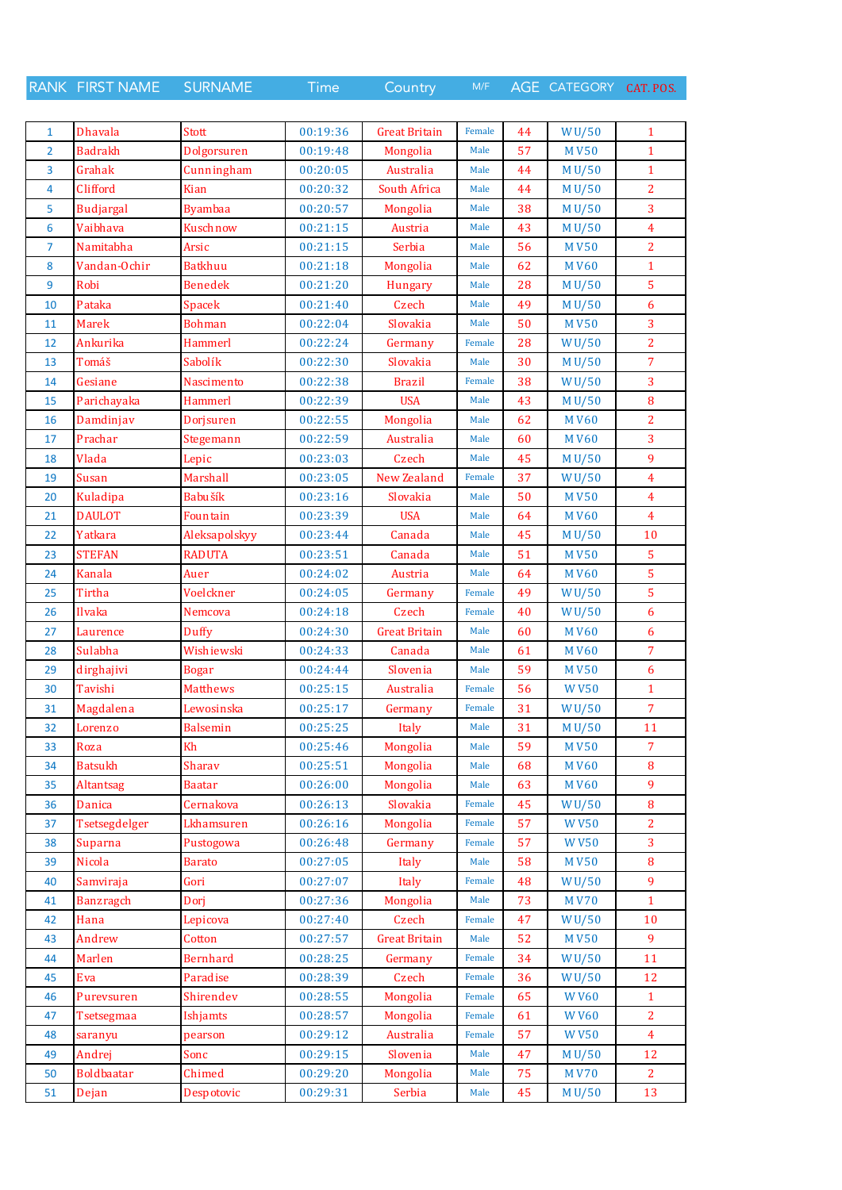| RANK | FIRST NAME | SURNAME | Time | Country | M/F | AGE | CATEGORY | CAT. POS. |
|---|---|---|---|---|---|---|---|---|
| 1 | Dhavala | Stott | 00:19:36 | Great Britain | Female | 44 | W U/50 | 1 |
| 2 | Badrakh | Dolgorsuren | 00:19:48 | Mongolia | Male | 57 | M V50 | 1 |
| 3 | Grahak | Cunningham | 00:20:05 | Australia | Male | 44 | M U/50 | 1 |
| 4 | Clifford | Kian | 00:20:32 | South Africa | Male | 44 | M U/50 | 2 |
| 5 | Budjargal | Byambaa | 00:20:57 | Mongolia | Male | 38 | M U/50 | 3 |
| 6 | Vaibhava | Kuschnow | 00:21:15 | Austria | Male | 43 | M U/50 | 4 |
| 7 | Namitabha | Arsic | 00:21:15 | Serbia | Male | 56 | M V50 | 2 |
| 8 | Vandan-Ochir | Batkhuu | 00:21:18 | Mongolia | Male | 62 | M V60 | 1 |
| 9 | Robi | Benedek | 00:21:20 | Hungary | Male | 28 | M U/50 | 5 |
| 10 | Pataka | Spacek | 00:21:40 | Czech | Male | 49 | M U/50 | 6 |
| 11 | Marek | Bohman | 00:22:04 | Slovakia | Male | 50 | M V50 | 3 |
| 12 | Ankurika | Hammerl | 00:22:24 | Germany | Female | 28 | W U/50 | 2 |
| 13 | Tomáš | Sabolík | 00:22:30 | Slovakia | Male | 30 | M U/50 | 7 |
| 14 | Gesiane | Nascimento | 00:22:38 | Brazil | Female | 38 | W U/50 | 3 |
| 15 | Parichayaka | Hammerl | 00:22:39 | USA | Male | 43 | M U/50 | 8 |
| 16 | Damdinjav | Dorjsuren | 00:22:55 | Mongolia | Male | 62 | M V60 | 2 |
| 17 | Prachar | Stegemann | 00:22:59 | Australia | Male | 60 | M V60 | 3 |
| 18 | Vlada | Lepic | 00:23:03 | Czech | Male | 45 | M U/50 | 9 |
| 19 | Susan | Marshall | 00:23:05 | New Zealand | Female | 37 | W U/50 | 4 |
| 20 | Kuladipa | Babušík | 00:23:16 | Slovakia | Male | 50 | M V50 | 4 |
| 21 | DAULOT | Fountain | 00:23:39 | USA | Male | 64 | M V60 | 4 |
| 22 | Yatkara | Aleksapolskyy | 00:23:44 | Canada | Male | 45 | M U/50 | 10 |
| 23 | STEFAN | RADUTA | 00:23:51 | Canada | Male | 51 | M V50 | 5 |
| 24 | Kanala | Auer | 00:24:02 | Austria | Male | 64 | M V60 | 5 |
| 25 | Tirtha | Voelckner | 00:24:05 | Germany | Female | 49 | W U/50 | 5 |
| 26 | Ilvaka | Nemcova | 00:24:18 | Czech | Female | 40 | W U/50 | 6 |
| 27 | Laurence | Duffy | 00:24:30 | Great Britain | Male | 60 | M V60 | 6 |
| 28 | Sulabha | Wishiewski | 00:24:33 | Canada | Male | 61 | M V60 | 7 |
| 29 | dirghajivi | Bogar | 00:24:44 | Slovenia | Male | 59 | M V50 | 6 |
| 30 | Tavishi | Matthews | 00:25:15 | Australia | Female | 56 | W V50 | 1 |
| 31 | Magdalena | Lewosinska | 00:25:17 | Germany | Female | 31 | W U/50 | 7 |
| 32 | Lorenzo | Balsemin | 00:25:25 | Italy | Male | 31 | M U/50 | 11 |
| 33 | Roza | Kh | 00:25:46 | Mongolia | Male | 59 | M V50 | 7 |
| 34 | Batsukh | Sharav | 00:25:51 | Mongolia | Male | 68 | M V60 | 8 |
| 35 | Altantsag | Baatar | 00:26:00 | Mongolia | Male | 63 | M V60 | 9 |
| 36 | Danica | Cernakova | 00:26:13 | Slovakia | Female | 45 | W U/50 | 8 |
| 37 | Tsetsegdelger | Lkhamsuren | 00:26:16 | Mongolia | Female | 57 | W V50 | 2 |
| 38 | Suparna | Pustogowa | 00:26:48 | Germany | Female | 57 | W V50 | 3 |
| 39 | Nicola | Barato | 00:27:05 | Italy | Male | 58 | M V50 | 8 |
| 40 | Samviraja | Gori | 00:27:07 | Italy | Female | 48 | W U/50 | 9 |
| 41 | Banzragch | Dorj | 00:27:36 | Mongolia | Male | 73 | M V70 | 1 |
| 42 | Hana | Lepicova | 00:27:40 | Czech | Female | 47 | W U/50 | 10 |
| 43 | Andrew | Cotton | 00:27:57 | Great Britain | Male | 52 | M V50 | 9 |
| 44 | Marlen | Bernhard | 00:28:25 | Germany | Female | 34 | W U/50 | 11 |
| 45 | Eva | Paradise | 00:28:39 | Czech | Female | 36 | W U/50 | 12 |
| 46 | Purevsuren | Shirendev | 00:28:55 | Mongolia | Female | 65 | W V60 | 1 |
| 47 | Tsetsegmaa | Ishjamts | 00:28:57 | Mongolia | Female | 61 | W V60 | 2 |
| 48 | saranyu | pearson | 00:29:12 | Australia | Female | 57 | W V50 | 4 |
| 49 | Andrej | Sonc | 00:29:15 | Slovenia | Male | 47 | M U/50 | 12 |
| 50 | Boldbaatar | Chimed | 00:29:20 | Mongolia | Male | 75 | M V70 | 2 |
| 51 | Dejan | Despotovic | 00:29:31 | Serbia | Male | 45 | M U/50 | 13 |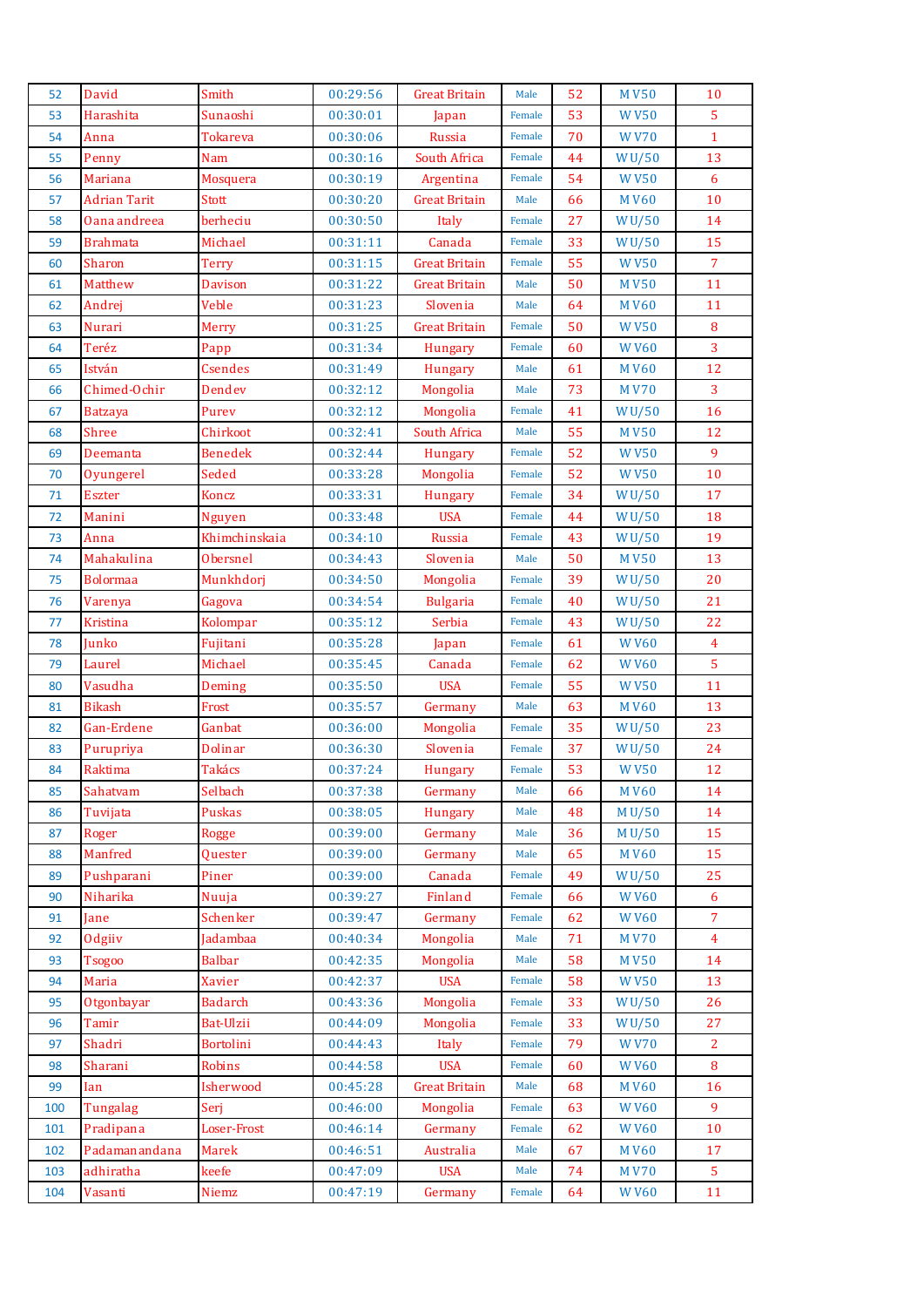| 52 | David | Smith | 00:29:56 | Great Britain | Male | 52 | M V50 | 10 |
|---|---|---|---|---|---|---|---|---|
| 53 | Harashita | Sunaoshi | 00:30:01 | Japan | Female | 53 | W V50 | 5 |
| 54 | Anna | Tokareva | 00:30:06 | Russia | Female | 70 | W V70 | 1 |
| 55 | Penny | Nam | 00:30:16 | South Africa | Female | 44 | W U/50 | 13 |
| 56 | Mariana | Mosquera | 00:30:19 | Argentina | Female | 54 | W V50 | 6 |
| 57 | Adrian Tarit | Stott | 00:30:20 | Great Britain | Male | 66 | M V60 | 10 |
| 58 | Oana andreea | berheciu | 00:30:50 | Italy | Female | 27 | W U/50 | 14 |
| 59 | Brahmata | Michael | 00:31:11 | Canada | Female | 33 | W U/50 | 15 |
| 60 | Sharon | Terry | 00:31:15 | Great Britain | Female | 55 | W V50 | 7 |
| 61 | Matthew | Davison | 00:31:22 | Great Britain | Male | 50 | M V50 | 11 |
| 62 | Andrej | Veble | 00:31:23 | Slovenia | Male | 64 | M V60 | 11 |
| 63 | Nurari | Merry | 00:31:25 | Great Britain | Female | 50 | W V50 | 8 |
| 64 | Teréz | Papp | 00:31:34 | Hungary | Female | 60 | W V60 | 3 |
| 65 | István | Csendes | 00:31:49 | Hungary | Male | 61 | M V60 | 12 |
| 66 | Chimed-Ochir | Dendev | 00:32:12 | Mongolia | Male | 73 | M V70 | 3 |
| 67 | Batzaya | Purev | 00:32:12 | Mongolia | Female | 41 | W U/50 | 16 |
| 68 | Shree | Chirkoot | 00:32:41 | South Africa | Male | 55 | M V50 | 12 |
| 69 | Deemanta | Benedek | 00:32:44 | Hungary | Female | 52 | W V50 | 9 |
| 70 | Oyungerel | Seded | 00:33:28 | Mongolia | Female | 52 | W V50 | 10 |
| 71 | Eszter | Koncz | 00:33:31 | Hungary | Female | 34 | W U/50 | 17 |
| 72 | Manini | Nguyen | 00:33:48 | USA | Female | 44 | W U/50 | 18 |
| 73 | Anna | Khimchinskaia | 00:34:10 | Russia | Female | 43 | W U/50 | 19 |
| 74 | Mahakulina | Obersnel | 00:34:43 | Slovenia | Male | 50 | M V50 | 13 |
| 75 | Bolormaa | Munkhdorj | 00:34:50 | Mongolia | Female | 39 | W U/50 | 20 |
| 76 | Varenya | Gagova | 00:34:54 | Bulgaria | Female | 40 | W U/50 | 21 |
| 77 | Kristina | Kolompar | 00:35:12 | Serbia | Female | 43 | W U/50 | 22 |
| 78 | Junko | Fujitani | 00:35:28 | Japan | Female | 61 | W V60 | 4 |
| 79 | Laurel | Michael | 00:35:45 | Canada | Female | 62 | W V60 | 5 |
| 80 | Vasudha | Deming | 00:35:50 | USA | Female | 55 | W V50 | 11 |
| 81 | Bikash | Frost | 00:35:57 | Germany | Male | 63 | M V60 | 13 |
| 82 | Gan-Erdene | Ganbat | 00:36:00 | Mongolia | Female | 35 | W U/50 | 23 |
| 83 | Purupriya | Dolinar | 00:36:30 | Slovenia | Female | 37 | W U/50 | 24 |
| 84 | Raktima | Takács | 00:37:24 | Hungary | Female | 53 | W V50 | 12 |
| 85 | Sahatvam | Selbach | 00:37:38 | Germany | Male | 66 | M V60 | 14 |
| 86 | Tuvijata | Puskas | 00:38:05 | Hungary | Male | 48 | M U/50 | 14 |
| 87 | Roger | Rogge | 00:39:00 | Germany | Male | 36 | M U/50 | 15 |
| 88 | Manfred | Quester | 00:39:00 | Germany | Male | 65 | M V60 | 15 |
| 89 | Pushparani | Piner | 00:39:00 | Canada | Female | 49 | W U/50 | 25 |
| 90 | Niharika | Nuuja | 00:39:27 | Finland | Female | 66 | W V60 | 6 |
| 91 | Jane | Schenker | 00:39:47 | Germany | Female | 62 | W V60 | 7 |
| 92 | Odgiiv | Jadambaa | 00:40:34 | Mongolia | Male | 71 | M V70 | 4 |
| 93 | Tsogoo | Balbar | 00:42:35 | Mongolia | Male | 58 | M V50 | 14 |
| 94 | Maria | Xavier | 00:42:37 | USA | Female | 58 | W V50 | 13 |
| 95 | Otgonbayar | Badarch | 00:43:36 | Mongolia | Female | 33 | W U/50 | 26 |
| 96 | Tamir | Bat-Ulzii | 00:44:09 | Mongolia | Female | 33 | W U/50 | 27 |
| 97 | Shadri | Bortolini | 00:44:43 | Italy | Female | 79 | W V70 | 2 |
| 98 | Sharani | Robins | 00:44:58 | USA | Female | 60 | W V60 | 8 |
| 99 | Ian | Isherwood | 00:45:28 | Great Britain | Male | 68 | M V60 | 16 |
| 100 | Tungalag | Serj | 00:46:00 | Mongolia | Female | 63 | W V60 | 9 |
| 101 | Pradipana | Loser-Frost | 00:46:14 | Germany | Female | 62 | W V60 | 10 |
| 102 | Padamanandana | Marek | 00:46:51 | Australia | Male | 67 | M V60 | 17 |
| 103 | adhiratha | keefe | 00:47:09 | USA | Male | 74 | M V70 | 5 |
| 104 | Vasanti | Niemz | 00:47:19 | Germany | Female | 64 | W V60 | 11 |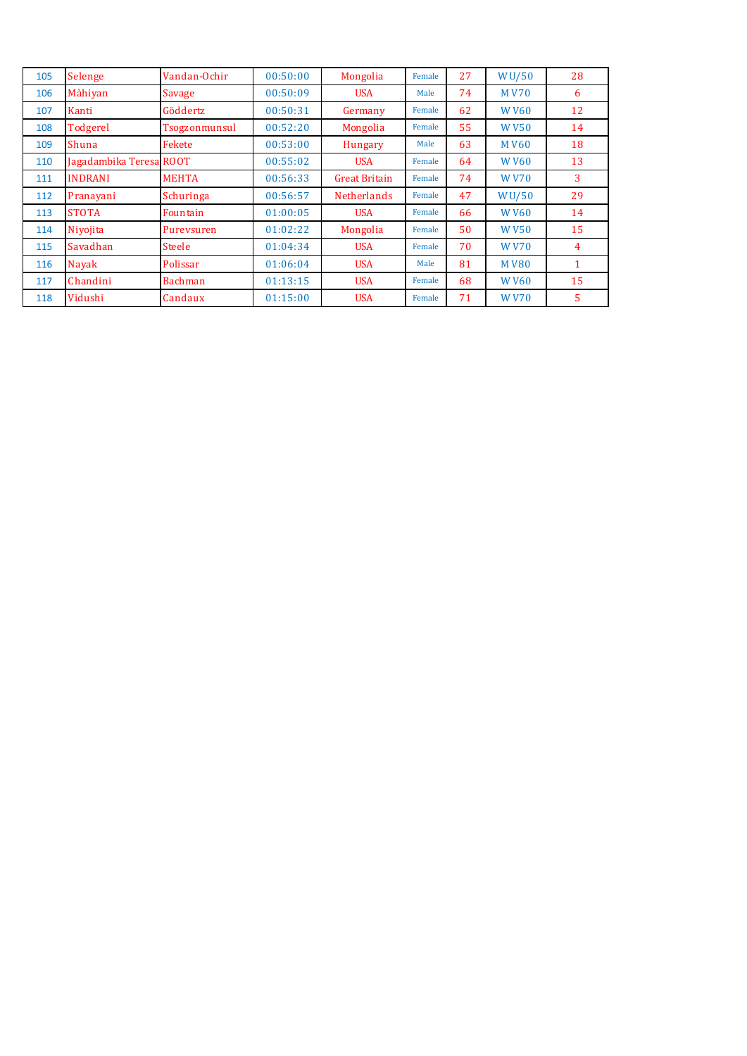| | | | | | | | | |
|---|---|---|---|---|---|---|---|---|
| 105 | Selenge | Vandan-Ochir | 00:50:00 | Mongolia | Female | 27 | W U/50 | 28 |
| 106 | Màhiyan | Savage | 00:50:09 | USA | Male | 74 | M V70 | 6 |
| 107 | Kanti | Göddertz | 00:50:31 | Germany | Female | 62 | W V60 | 12 |
| 108 | Todgerel | Tsogzonmunsul | 00:52:20 | Mongolia | Female | 55 | W V50 | 14 |
| 109 | Shuna | Fekete | 00:53:00 | Hungary | Male | 63 | M V60 | 18 |
| 110 | Jagadambika Teresa | ROOT | 00:55:02 | USA | Female | 64 | W V60 | 13 |
| 111 | INDRANI | MEHTA | 00:56:33 | Great Britain | Female | 74 | W V70 | 3 |
| 112 | Pranayani | Schuringa | 00:56:57 | Netherlands | Female | 47 | W U/50 | 29 |
| 113 | STOTA | Fountain | 01:00:05 | USA | Female | 66 | W V60 | 14 |
| 114 | Niyojita | Purevsuren | 01:02:22 | Mongolia | Female | 50 | W V50 | 15 |
| 115 | Savadhan | Steele | 01:04:34 | USA | Female | 70 | W V70 | 4 |
| 116 | Nayak | Polissar | 01:06:04 | USA | Male | 81 | M V80 | 1 |
| 117 | Chandini | Bachman | 01:13:15 | USA | Female | 68 | W V60 | 15 |
| 118 | Vidushi | Candaux | 01:15:00 | USA | Female | 71 | W V70 | 5 |